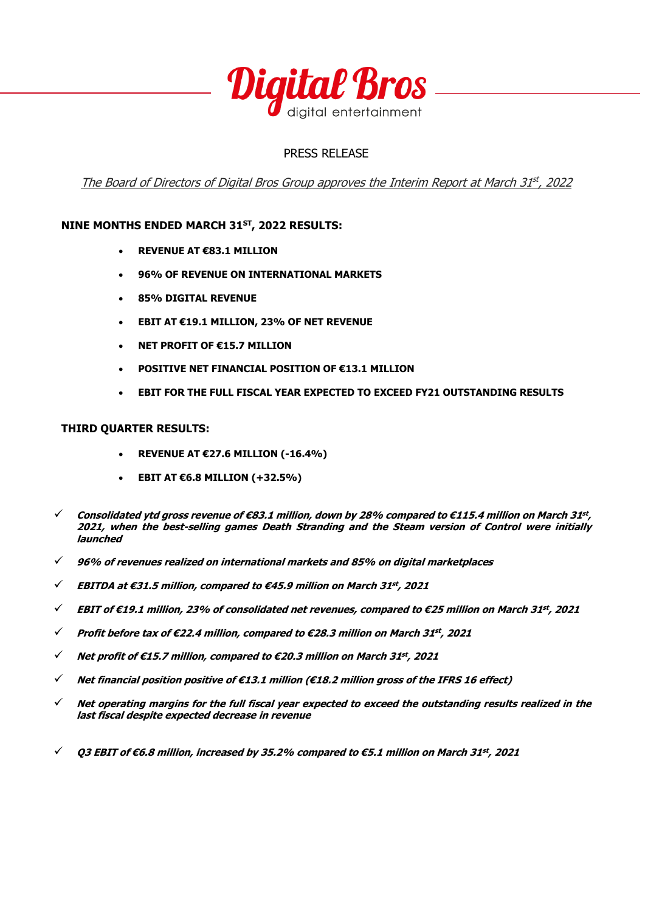Digital Bros
digital entertainment

PRESS RELEASE

*The Board of Directors of Digital Bros Group approves the Interim Report at March 31st, 2022*

**NINE MONTHS ENDED MARCH 31ST, 2022 RESULTS:**

- **REVENUE AT €83.1 MILLION**
- **96% OF REVENUE ON INTERNATIONAL MARKETS**
- **85% DIGITAL REVENUE**
- **EBIT AT €19.1 MILLION, 23% OF NET REVENUE**
- **NET PROFIT OF €15.7 MILLION**
- **POSITIVE NET FINANCIAL POSITION OF €13.1 MILLION**
- **EBIT FOR THE FULL FISCAL YEAR EXPECTED TO EXCEED FY21 OUTSTANDING RESULTS**

**THIRD QUARTER RESULTS:**

- **REVENUE AT €27.6 MILLION (-16.4%)**
- **EBIT AT €6.8 MILLION (+32.5%)**

✓ ***Consolidated ytd gross revenue of €83.1 million, down by 28% compared to €115.4 million on March 31st, 2021, when the best-selling games Death Stranding and the Steam version of Control were initially launched***

✓ ***96% of revenues realized on international markets and 85% on digital marketplaces***

✓ ***EBITDA at €31.5 million, compared to €45.9 million on March 31st, 2021***

✓ ***EBIT of €19.1 million, 23% of consolidated net revenues, compared to €25 million on March 31st, 2021***

✓ ***Profit before tax of €22.4 million, compared to €28.3 million on March 31st, 2021***

✓ ***Net profit of €15.7 million, compared to €20.3 million on March 31st, 2021***

✓ ***Net financial position positive of €13.1 million (€18.2 million gross of the IFRS 16 effect)***

✓ ***Net operating margins for the full fiscal year expected to exceed the outstanding results realized in the last fiscal despite expected decrease in revenue***

✓ ***Q3 EBIT of €6.8 million, increased by 35.2% compared to €5.1 million on March 31st, 2021***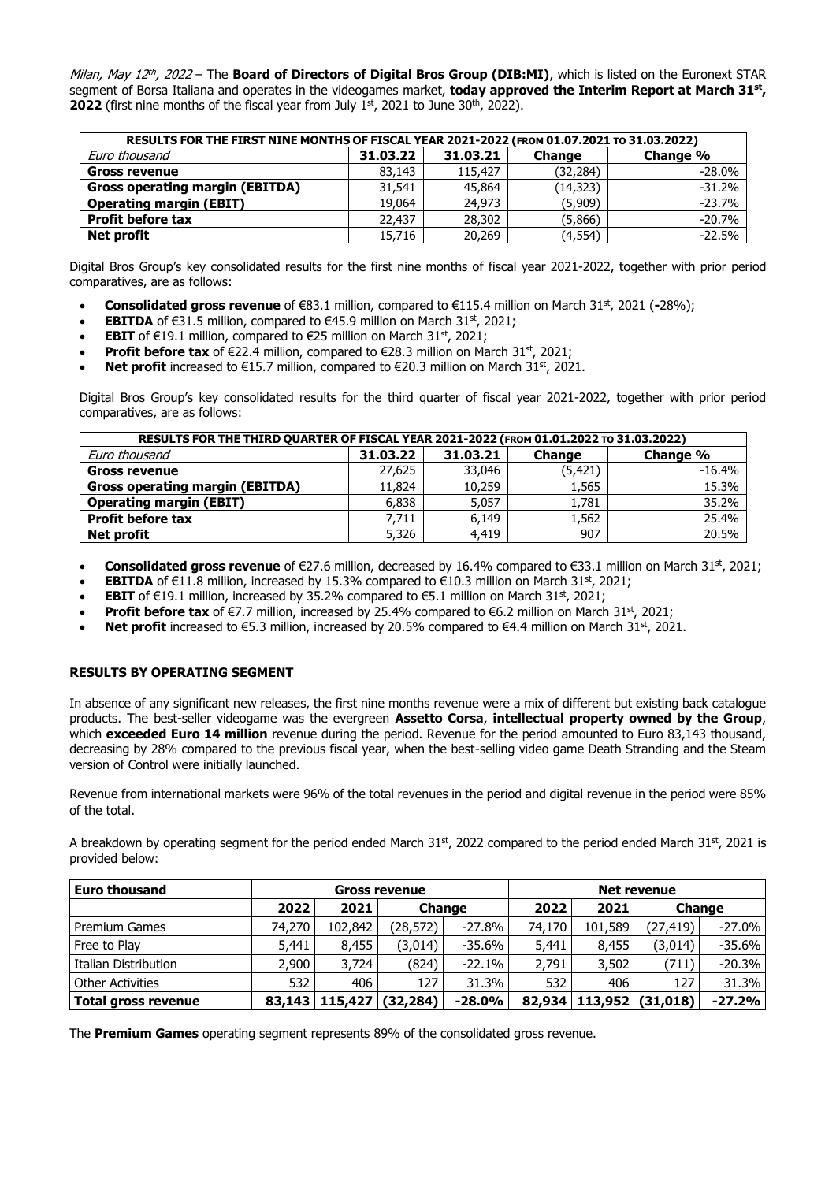*Milan, May 12th, 2022* – The **Board of Directors of Digital Bros Group (DIB:MI)**, which is listed on the Euronext STAR segment of Borsa Italiana and operates in the videogames market, **today approved the Interim Report at March 31st, 2022** (first nine months of the fiscal year from July 1st, 2021 to June 30th, 2022).

| RESULTS FOR THE FIRST NINE MONTHS OF FISCAL YEAR 2021-2022 (FROM 01.07.2021 TO 31.03.2022) | | | | |
|---|---|---|---|---|
| *Euro thousand* | **31.03.22** | **31.03.21** | **Change** | **Change %** |
| **Gross revenue** | 83,143 | 115,427 | (32,284) | -28.0% |
| **Gross operating margin (EBITDA)** | 31,541 | 45,864 | (14,323) | -31.2% |
| **Operating margin (EBIT)** | 19,064 | 24,973 | (5,909) | -23.7% |
| **Profit before tax** | 22,437 | 28,302 | (5,866) | -20.7% |
| **Net profit** | 15,716 | 20,269 | (4,554) | -22.5% |

Digital Bros Group's key consolidated results for the first nine months of fiscal year 2021-2022, together with prior period comparatives, are as follows:

- **Consolidated gross revenue** of €83.1 million, compared to €115.4 million on March 31st, 2021 (**-**28%);
- **EBITDA** of €31.5 million, compared to €45.9 million on March 31st, 2021;
- **EBIT** of €19.1 million, compared to €25 million on March 31st, 2021;
- **Profit before tax** of €22.4 million, compared to €28.3 million on March 31st, 2021;
- **Net profit** increased to €15.7 million, compared to €20.3 million on March 31st, 2021.

Digital Bros Group's key consolidated results for the third quarter of fiscal year 2021-2022, together with prior period comparatives, are as follows:

| RESULTS FOR THE THIRD QUARTER OF FISCAL YEAR 2021-2022 (FROM 01.01.2022 TO 31.03.2022) | | | | |
|---|---|---|---|---|
| *Euro thousand* | **31.03.22** | **31.03.21** | **Change** | **Change %** |
| **Gross revenue** | 27,625 | 33,046 | (5,421) | -16.4% |
| **Gross operating margin (EBITDA)** | 11,824 | 10,259 | 1,565 | 15.3% |
| **Operating margin (EBIT)** | 6,838 | 5,057 | 1,781 | 35.2% |
| **Profit before tax** | 7,711 | 6,149 | 1,562 | 25.4% |
| **Net profit** | 5,326 | 4,419 | 907 | 20.5% |

- **Consolidated gross revenue** of €27.6 million, decreased by 16.4% compared to €33.1 million on March 31st, 2021;
- **EBITDA** of €11.8 million, increased by 15.3% compared to €10.3 million on March 31st, 2021;
- **EBIT** of €19.1 million, increased by 35.2% compared to €5.1 million on March 31st, 2021;
- **Profit before tax** of €7.7 million, increased by 25.4% compared to €6.2 million on March 31st, 2021;
- **Net profit** increased to €5.3 million, increased by 20.5% compared to €4.4 million on March 31st, 2021.

## RESULTS BY OPERATING SEGMENT

In absence of any significant new releases, the first nine months revenue were a mix of different but existing back catalogue products. The best-seller videogame was the evergreen **Assetto Corsa**, **intellectual property owned by the Group**, which **exceeded Euro 14 million** revenue during the period. Revenue for the period amounted to Euro 83,143 thousand, decreasing by 28% compared to the previous fiscal year, when the best-selling video game Death Stranding and the Steam version of Control were initially launched.

Revenue from international markets were 96% of the total revenues in the period and digital revenue in the period were 85% of the total.

A breakdown by operating segment for the period ended March 31st, 2022 compared to the period ended March 31st, 2021 is provided below:

| **Euro thousand** | **Gross revenue** | | | | **Net revenue** | | | |
|---|---|---|---|---|---|---|---|---|
| | **2022** | **2021** | **Change** | | **2022** | **2021** | **Change** | |
| Premium Games | 74,270 | 102,842 | (28,572) | -27.8% | 74,170 | 101,589 | (27,419) | -27.0% |
| Free to Play | 5,441 | 8,455 | (3,014) | -35.6% | 5,441 | 8,455 | (3,014) | -35.6% |
| Italian Distribution | 2,900 | 3,724 | (824) | -22.1% | 2,791 | 3,502 | (711) | -20.3% |
| Other Activities | 532 | 406 | 127 | 31.3% | 532 | 406 | 127 | 31.3% |
| **Total gross revenue** | **83,143** | **115,427** | **(32,284)** | **-28.0%** | **82,934** | **113,952** | **(31,018)** | **-27.2%** |

The **Premium Games** operating segment represents 89% of the consolidated gross revenue.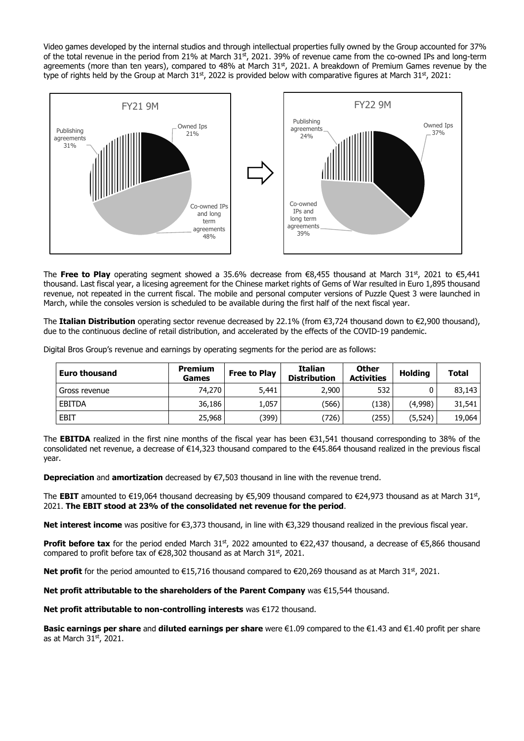Video games developed by the internal studios and through intellectual properties fully owned by the Group accounted for 37% of the total revenue in the period from 21% at March 31st, 2021. 39% of revenue came from the co-owned IPs and long-term agreements (more than ten years), compared to 48% at March 31st, 2021. A breakdown of Premium Games revenue by the type of rights held by the Group at March 31st, 2022 is provided below with comparative figures at March 31st, 2021:

FY21 9M

| Type of rights | % |
|---|---|
| Owned Ips | 21% |
| Co-owned IPs and long term agreements | 48% |
| Publishing agreements | 31% |

FY22 9M

| Type of rights | % |
|---|---|
| Owned Ips | 37% |
| Co-owned IPs and long term agreements | 39% |
| Publishing agreements | 24% |

The **Free to Play** operating segment showed a 35.6% decrease from €8,455 thousand at March 31st, 2021 to €5,441 thousand. Last fiscal year, a licesing agreement for the Chinese market rights of Gems of War resulted in Euro 1,895 thousand revenue, not repeated in the current fiscal. The mobile and personal computer versions of Puzzle Quest 3 were launched in March, while the consoles version is scheduled to be available during the first half of the next fiscal year.

The **Italian Distribution** operating sector revenue decreased by 22.1% (from €3,724 thousand down to €2,900 thousand), due to the continuous decline of retail distribution, and accelerated by the effects of the COVID-19 pandemic.

Digital Bros Group's revenue and earnings by operating segments for the period are as follows:

| Euro thousand | Premium Games | Free to Play | Italian Distribution | Other Activities | Holding | Total |
|---|---|---|---|---|---|---|
| Gross revenue | 74,270 | 5,441 | 2,900 | 532 | 0 | 83,143 |
| EBITDA | 36,186 | 1,057 | (566) | (138) | (4,998) | 31,541 |
| EBIT | 25,968 | (399) | (726) | (255) | (5,524) | 19,064 |

The **EBITDA** realized in the first nine months of the fiscal year has been €31,541 thousand corresponding to 38% of the consolidated net revenue, a decrease of €14,323 thousand compared to the €45.864 thousand realized in the previous fiscal year.

**Depreciation** and **amortization** decreased by €7,503 thousand in line with the revenue trend.

The **EBIT** amounted to €19,064 thousand decreasing by €5,909 thousand compared to €24,973 thousand as at March 31st, 2021. **The EBIT stood at 23% of the consolidated net revenue for the period**.

**Net interest income** was positive for €3,373 thousand, in line with €3,329 thousand realized in the previous fiscal year.

**Profit before tax** for the period ended March 31st, 2022 amounted to €22,437 thousand, a decrease of €5,866 thousand compared to profit before tax of €28,302 thousand as at March 31st, 2021.

**Net profit** for the period amounted to €15,716 thousand compared to €20,269 thousand as at March 31st, 2021.

**Net profit attributable to the shareholders of the Parent Company** was €15,544 thousand.

**Net profit attributable to non-controlling interests** was €172 thousand.

**Basic earnings per share** and **diluted earnings per share** were €1.09 compared to the €1.43 and €1.40 profit per share as at March 31st, 2021.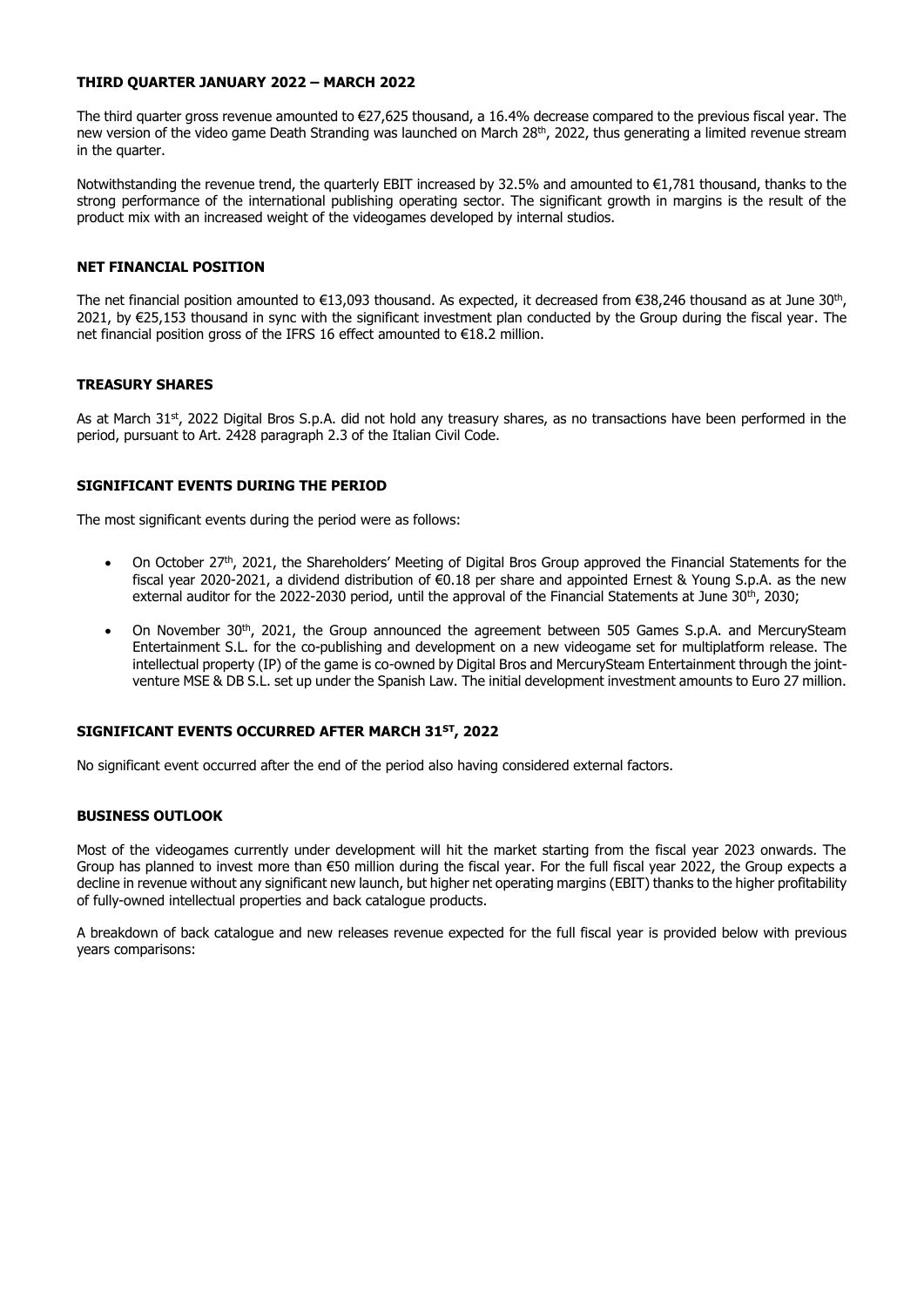## THIRD QUARTER JANUARY 2022 – MARCH 2022

The third quarter gross revenue amounted to €27,625 thousand, a 16.4% decrease compared to the previous fiscal year. The new version of the video game Death Stranding was launched on March 28th, 2022, thus generating a limited revenue stream in the quarter.

Notwithstanding the revenue trend, the quarterly EBIT increased by 32.5% and amounted to €1,781 thousand, thanks to the strong performance of the international publishing operating sector. The significant growth in margins is the result of the product mix with an increased weight of the videogames developed by internal studios.

## NET FINANCIAL POSITION

The net financial position amounted to €13,093 thousand. As expected, it decreased from €38,246 thousand as at June 30th, 2021, by €25,153 thousand in sync with the significant investment plan conducted by the Group during the fiscal year. The net financial position gross of the IFRS 16 effect amounted to €18.2 million.

## TREASURY SHARES

As at March 31st, 2022 Digital Bros S.p.A. did not hold any treasury shares, as no transactions have been performed in the period, pursuant to Art. 2428 paragraph 2.3 of the Italian Civil Code.

## SIGNIFICANT EVENTS DURING THE PERIOD

The most significant events during the period were as follows:

- On October 27th, 2021, the Shareholders' Meeting of Digital Bros Group approved the Financial Statements for the fiscal year 2020-2021, a dividend distribution of €0.18 per share and appointed Ernest & Young S.p.A. as the new external auditor for the 2022-2030 period, until the approval of the Financial Statements at June 30th, 2030;
- On November 30th, 2021, the Group announced the agreement between 505 Games S.p.A. and MercurySteam Entertainment S.L. for the co-publishing and development on a new videogame set for multiplatform release. The intellectual property (IP) of the game is co-owned by Digital Bros and MercurySteam Entertainment through the joint-venture MSE & DB S.L. set up under the Spanish Law. The initial development investment amounts to Euro 27 million.

## SIGNIFICANT EVENTS OCCURRED AFTER MARCH 31ST, 2022

No significant event occurred after the end of the period also having considered external factors.

## BUSINESS OUTLOOK

Most of the videogames currently under development will hit the market starting from the fiscal year 2023 onwards. The Group has planned to invest more than €50 million during the fiscal year. For the full fiscal year 2022, the Group expects a decline in revenue without any significant new launch, but higher net operating margins (EBIT) thanks to the higher profitability of fully-owned intellectual properties and back catalogue products.

A breakdown of back catalogue and new releases revenue expected for the full fiscal year is provided below with previous years comparisons: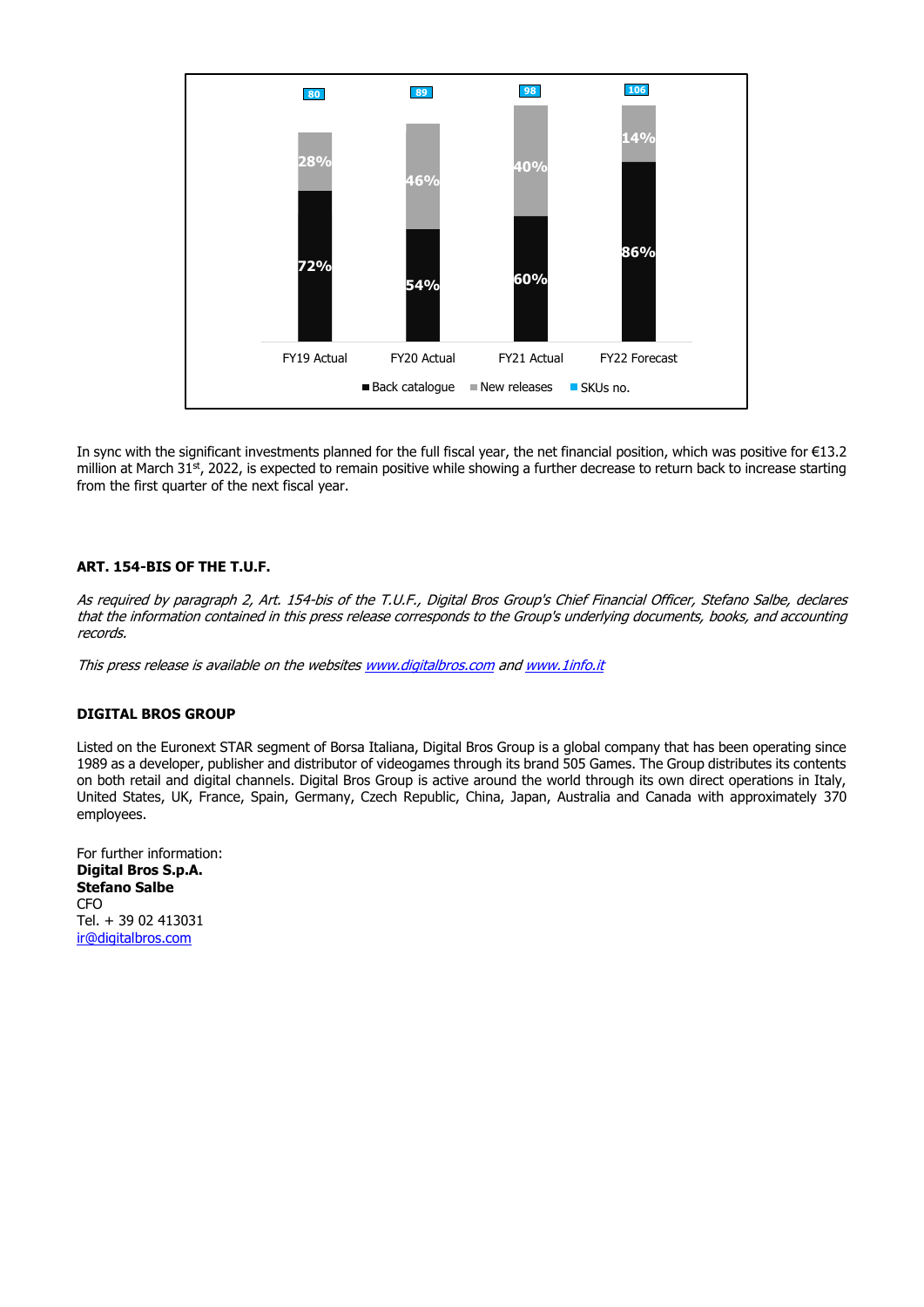| | FY19 Actual | FY20 Actual | FY21 Actual | FY22 Forecast |
|---|---|---|---|---|
| SKUs no. | 80 | 89 | 98 | 106 |
| New releases | 28% | 46% | 40% | 14% |
| Back catalogue | 72% | 54% | 60% | 86% |

In sync with the significant investments planned for the full fiscal year, the net financial position, which was positive for €13.2 million at March 31st, 2022, is expected to remain positive while showing a further decrease to return back to increase starting from the first quarter of the next fiscal year.

**ART. 154-BIS OF THE T.U.F.**

*As required by paragraph 2, Art. 154-bis of the T.U.F., Digital Bros Group's Chief Financial Officer, Stefano Salbe, declares that the information contained in this press release corresponds to the Group's underlying documents, books, and accounting records.*

*This press release is available on the websites www.digitalbros.com and www.1info.it*

**DIGITAL BROS GROUP**

Listed on the Euronext STAR segment of Borsa Italiana, Digital Bros Group is a global company that has been operating since 1989 as a developer, publisher and distributor of videogames through its brand 505 Games. The Group distributes its contents on both retail and digital channels. Digital Bros Group is active around the world through its own direct operations in Italy, United States, UK, France, Spain, Germany, Czech Republic, China, Japan, Australia and Canada with approximately 370 employees.

For further information:
**Digital Bros S.p.A.**
**Stefano Salbe**
CFO
Tel. + 39 02 413031
ir@digitalbros.com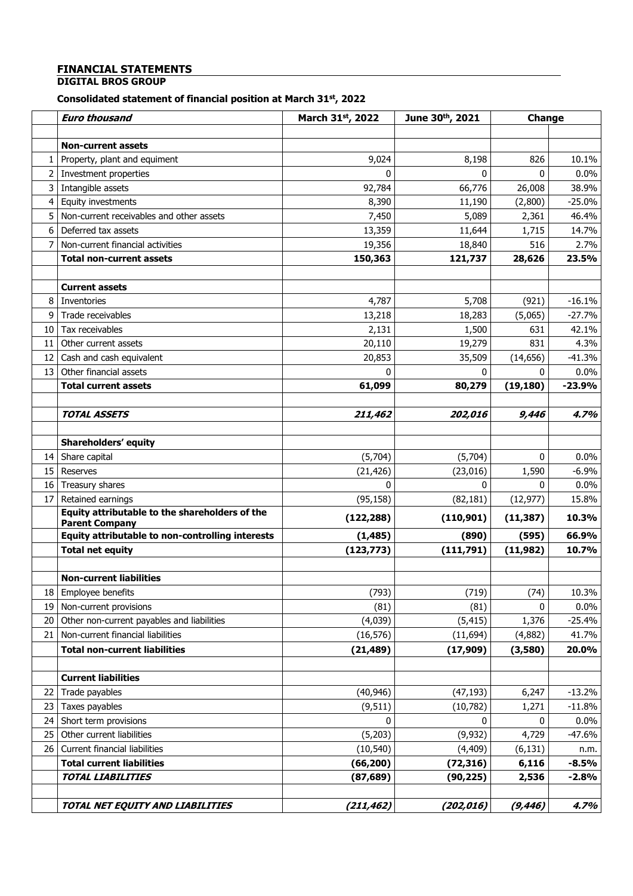# FINANCIAL STATEMENTS

**DIGITAL BROS GROUP**

**Consolidated statement of financial position at March 31st, 2022**

| | *Euro thousand* | March 31st, 2022 | June 30th, 2021 | Change | |
|---|---|---|---|---|---|
| | | | | | |
| | **Non-current assets** | | | | |
| 1 | Property, plant and equiment | 9,024 | 8,198 | 826 | 10.1% |
| 2 | Investment properties | 0 | 0 | 0 | 0.0% |
| 3 | Intangible assets | 92,784 | 66,776 | 26,008 | 38.9% |
| 4 | Equity investments | 8,390 | 11,190 | (2,800) | -25.0% |
| 5 | Non-current receivables and other assets | 7,450 | 5,089 | 2,361 | 46.4% |
| 6 | Deferred tax assets | 13,359 | 11,644 | 1,715 | 14.7% |
| 7 | Non-current financial activities | 19,356 | 18,840 | 516 | 2.7% |
| | **Total non-current assets** | **150,363** | **121,737** | **28,626** | **23.5%** |
| | | | | | |
| | **Current assets** | | | | |
| 8 | Inventories | 4,787 | 5,708 | (921) | -16.1% |
| 9 | Trade receivables | 13,218 | 18,283 | (5,065) | -27.7% |
| 10 | Tax receivables | 2,131 | 1,500 | 631 | 42.1% |
| 11 | Other current assets | 20,110 | 19,279 | 831 | 4.3% |
| 12 | Cash and cash equivalent | 20,853 | 35,509 | (14,656) | -41.3% |
| 13 | Other financial assets | 0 | 0 | 0 | 0.0% |
| | **Total current assets** | **61,099** | **80,279** | **(19,180)** | **-23.9%** |
| | | | | | |
| | ***TOTAL ASSETS*** | ***211,462*** | ***202,016*** | ***9,446*** | ***4.7%*** |
| | | | | | |
| | **Shareholders' equity** | | | | |
| 14 | Share capital | (5,704) | (5,704) | 0 | 0.0% |
| 15 | Reserves | (21,426) | (23,016) | 1,590 | -6.9% |
| 16 | Treasury shares | 0 | 0 | 0 | 0.0% |
| 17 | Retained earnings | (95,158) | (82,181) | (12,977) | 15.8% |
| | **Equity attributable to the shareholders of the Parent Company** | **(122,288)** | **(110,901)** | **(11,387)** | **10.3%** |
| | **Equity attributable to non-controlling interests** | **(1,485)** | **(890)** | **(595)** | **66.9%** |
| | **Total net equity** | **(123,773)** | **(111,791)** | **(11,982)** | **10.7%** |
| | | | | | |
| | **Non-current liabilities** | | | | |
| 18 | Employee benefits | (793) | (719) | (74) | 10.3% |
| 19 | Non-current provisions | (81) | (81) | 0 | 0.0% |
| 20 | Other non-current payables and liabilities | (4,039) | (5,415) | 1,376 | -25.4% |
| 21 | Non-current financial liabilities | (16,576) | (11,694) | (4,882) | 41.7% |
| | **Total non-current liabilities** | **(21,489)** | **(17,909)** | **(3,580)** | **20.0%** |
| | | | | | |
| | **Current liabilities** | | | | |
| 22 | Trade payables | (40,946) | (47,193) | 6,247 | -13.2% |
| 23 | Taxes payables | (9,511) | (10,782) | 1,271 | -11.8% |
| 24 | Short term provisions | 0 | 0 | 0 | 0.0% |
| 25 | Other current liabilities | (5,203) | (9,932) | 4,729 | -47.6% |
| 26 | Current financial liabilities | (10,540) | (4,409) | (6,131) | n.m. |
| | **Total current liabilities** | **(66,200)** | **(72,316)** | **6,116** | **-8.5%** |
| | ***TOTAL LIABILITIES*** | ***(87,689)*** | ***(90,225)*** | ***2,536*** | ***-2.8%*** |
| | | | | | |
| | ***TOTAL NET EQUITY AND LIABILITIES*** | ***(211,462)*** | ***(202,016)*** | ***(9,446)*** | ***4.7%*** |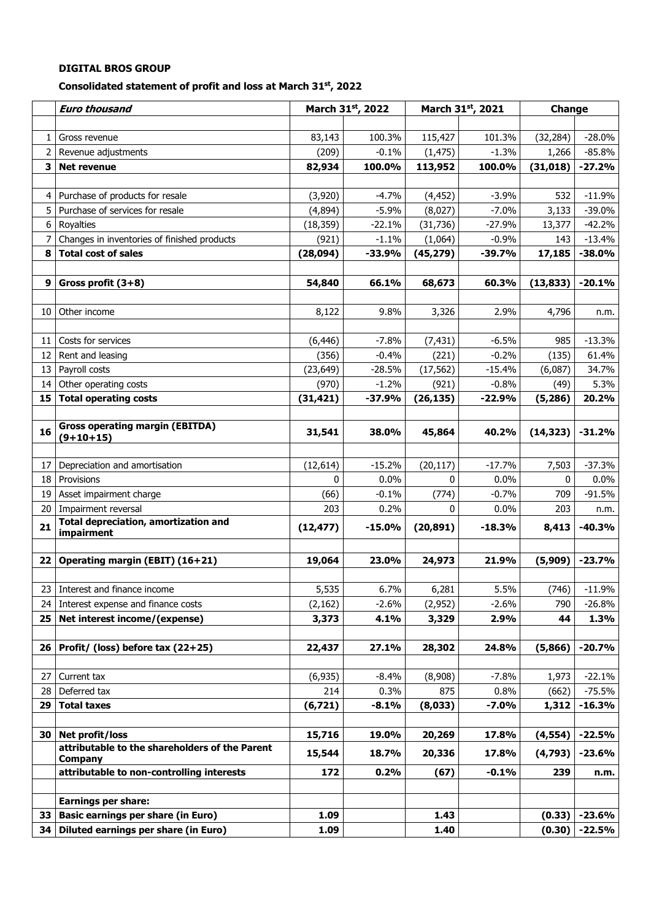**DIGITAL BROS GROUP**

**Consolidated statement of profit and loss at March 31st, 2022**

| | *Euro thousand* | March 31st, 2022 | | March 31st, 2021 | | Change | |
|---|---|---|---|---|---|---|---|
| 1 | Gross revenue | 83,143 | 100.3% | 115,427 | 101.3% | (32,284) | -28.0% |
| 2 | Revenue adjustments | (209) | -0.1% | (1,475) | -1.3% | 1,266 | -85.8% |
| **3** | **Net revenue** | **82,934** | **100.0%** | **113,952** | **100.0%** | **(31,018)** | **-27.2%** |
| 4 | Purchase of products for resale | (3,920) | -4.7% | (4,452) | -3.9% | 532 | -11.9% |
| 5 | Purchase of services for resale | (4,894) | -5.9% | (8,027) | -7.0% | 3,133 | -39.0% |
| 6 | Royalties | (18,359) | -22.1% | (31,736) | -27.9% | 13,377 | -42.2% |
| 7 | Changes in inventories of finished products | (921) | -1.1% | (1,064) | -0.9% | 143 | -13.4% |
| **8** | **Total cost of sales** | **(28,094)** | **-33.9%** | **(45,279)** | **-39.7%** | **17,185** | **-38.0%** |
| **9** | **Gross profit (3+8)** | **54,840** | **66.1%** | **68,673** | **60.3%** | **(13,833)** | **-20.1%** |
| 10 | Other income | 8,122 | 9.8% | 3,326 | 2.9% | 4,796 | n.m. |
| 11 | Costs for services | (6,446) | -7.8% | (7,431) | -6.5% | 985 | -13.3% |
| 12 | Rent and leasing | (356) | -0.4% | (221) | -0.2% | (135) | 61.4% |
| 13 | Payroll costs | (23,649) | -28.5% | (17,562) | -15.4% | (6,087) | 34.7% |
| 14 | Other operating costs | (970) | -1.2% | (921) | -0.8% | (49) | 5.3% |
| **15** | **Total operating costs** | **(31,421)** | **-37.9%** | **(26,135)** | **-22.9%** | **(5,286)** | **20.2%** |
| **16** | **Gross operating margin (EBITDA) (9+10+15)** | **31,541** | **38.0%** | **45,864** | **40.2%** | **(14,323)** | **-31.2%** |
| 17 | Depreciation and amortisation | (12,614) | -15.2% | (20,117) | -17.7% | 7,503 | -37.3% |
| 18 | Provisions | 0 | 0.0% | 0 | 0.0% | 0 | 0.0% |
| 19 | Asset impairment charge | (66) | -0.1% | (774) | -0.7% | 709 | -91.5% |
| 20 | Impairment reversal | 203 | 0.2% | 0 | 0.0% | 203 | n.m. |
| **21** | **Total depreciation, amortization and impairment** | **(12,477)** | **-15.0%** | **(20,891)** | **-18.3%** | **8,413** | **-40.3%** |
| **22** | **Operating margin (EBIT) (16+21)** | **19,064** | **23.0%** | **24,973** | **21.9%** | **(5,909)** | **-23.7%** |
| 23 | Interest and finance income | 5,535 | 6.7% | 6,281 | 5.5% | (746) | -11.9% |
| 24 | Interest expense and finance costs | (2,162) | -2.6% | (2,952) | -2.6% | 790 | -26.8% |
| **25** | **Net interest income/(expense)** | **3,373** | **4.1%** | **3,329** | **2.9%** | **44** | **1.3%** |
| **26** | **Profit/ (loss) before tax (22+25)** | **22,437** | **27.1%** | **28,302** | **24.8%** | **(5,866)** | **-20.7%** |
| 27 | Current tax | (6,935) | -8.4% | (8,908) | -7.8% | 1,973 | -22.1% |
| 28 | Deferred tax | 214 | 0.3% | 875 | 0.8% | (662) | -75.5% |
| **29** | **Total taxes** | **(6,721)** | **-8.1%** | **(8,033)** | **-7.0%** | **1,312** | **-16.3%** |
| **30** | **Net profit/loss** | **15,716** | **19.0%** | **20,269** | **17.8%** | **(4,554)** | **-22.5%** |
| | **attributable to the shareholders of the Parent Company** | **15,544** | **18.7%** | **20,336** | **17.8%** | **(4,793)** | **-23.6%** |
| | **attributable to non-controlling interests** | **172** | **0.2%** | **(67)** | **-0.1%** | **239** | **n.m.** |
| | **Earnings per share:** | | | | | | |
| **33** | **Basic earnings per share (in Euro)** | **1.09** | | **1.43** | | **(0.33)** | **-23.6%** |
| **34** | **Diluted earnings per share (in Euro)** | **1.09** | | **1.40** | | **(0.30)** | **-22.5%** |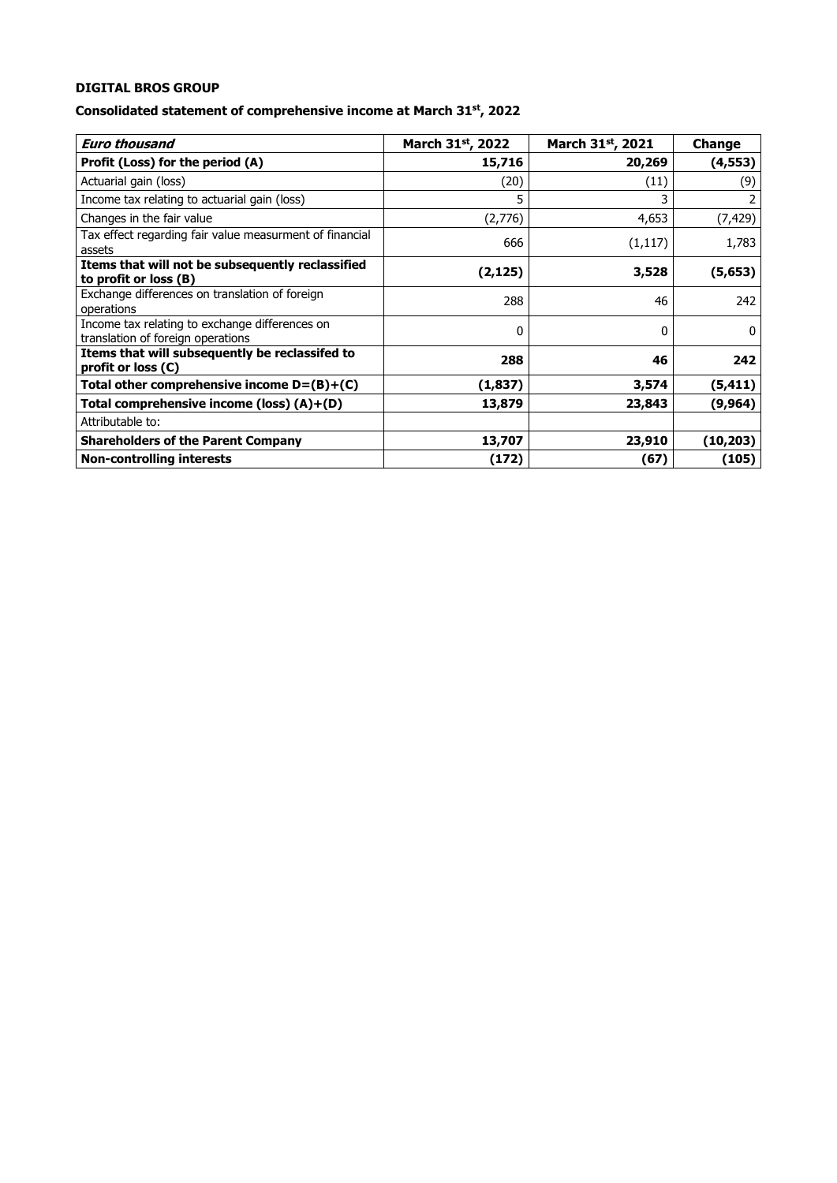**DIGITAL BROS GROUP**

**Consolidated statement of comprehensive income at March 31st, 2022**

| *Euro thousand* | March 31st, 2022 | March 31st, 2021 | Change |
|---|---|---|---|
| **Profit (Loss) for the period (A)** | **15,716** | **20,269** | **(4,553)** |
| Actuarial gain (loss) | (20) | (11) | (9) |
| Income tax relating to actuarial gain (loss) | 5 | 3 | 2 |
| Changes in the fair value | (2,776) | 4,653 | (7,429) |
| Tax effect regarding fair value measurment of financial assets | 666 | (1,117) | 1,783 |
| **Items that will not be subsequently reclassified to profit or loss (B)** | **(2,125)** | **3,528** | **(5,653)** |
| Exchange differences on translation of foreign operations | 288 | 46 | 242 |
| Income tax relating to exchange differences on translation of foreign operations | 0 | 0 | 0 |
| **Items that will subsequently be reclassifed to profit or loss (C)** | **288** | **46** | **242** |
| **Total other comprehensive income D=(B)+(C)** | **(1,837)** | **3,574** | **(5,411)** |
| **Total comprehensive income (loss) (A)+(D)** | **13,879** | **23,843** | **(9,964)** |
| Attributable to: | | | |
| **Shareholders of the Parent Company** | **13,707** | **23,910** | **(10,203)** |
| **Non-controlling interests** | **(172)** | **(67)** | **(105)** |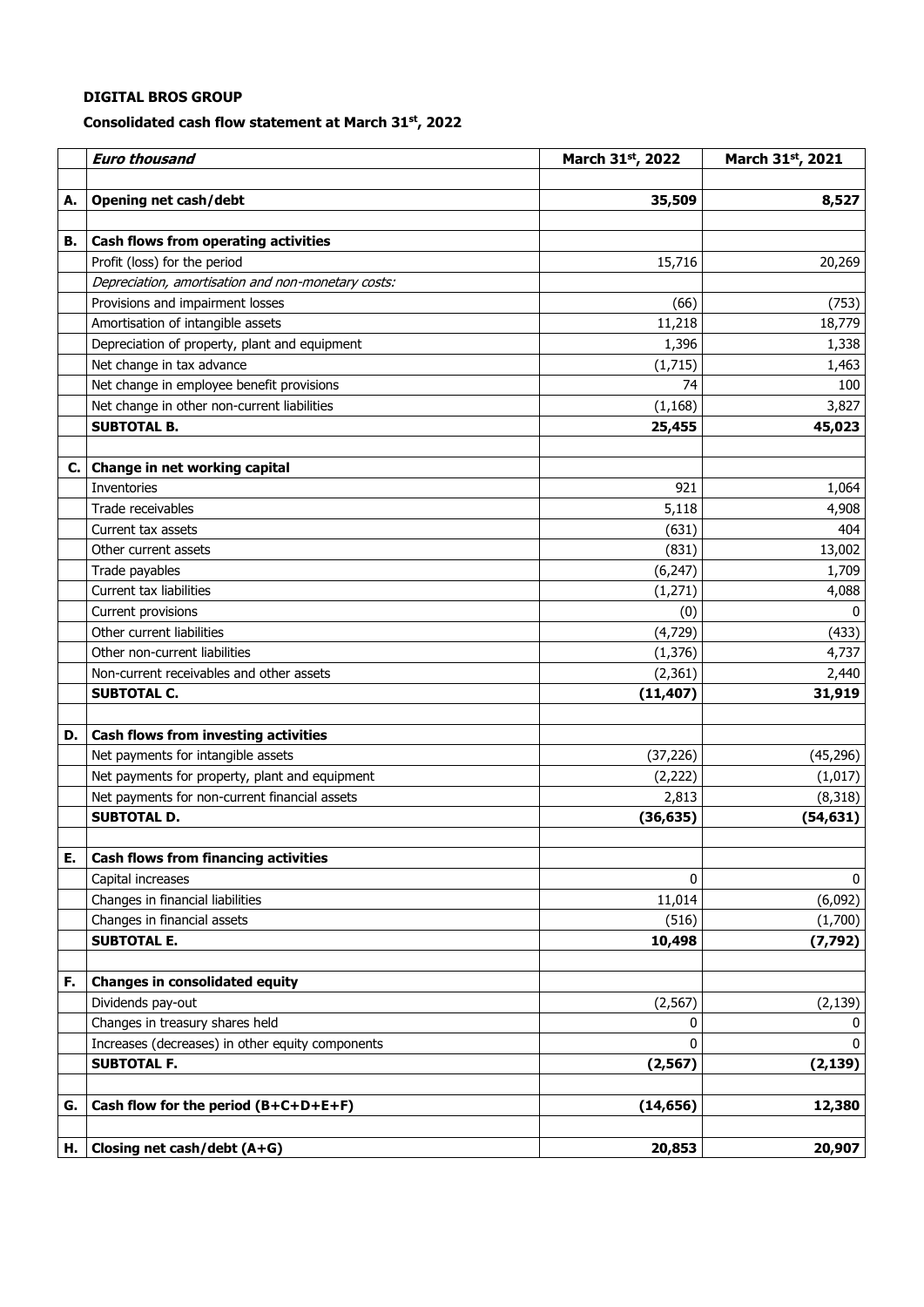**DIGITAL BROS GROUP**

**Consolidated cash flow statement at March 31st, 2022**

| | *Euro thousand* | March 31st, 2022 | March 31st, 2021 |
|---|---|---|---|
| | | | |
| **A.** | **Opening net cash/debt** | **35,509** | **8,527** |
| | | | |
| **B.** | **Cash flows from operating activities** | | |
| | Profit (loss) for the period | 15,716 | 20,269 |
| | *Depreciation, amortisation and non-monetary costs:* | | |
| | Provisions and impairment losses | (66) | (753) |
| | Amortisation of intangible assets | 11,218 | 18,779 |
| | Depreciation of property, plant and equipment | 1,396 | 1,338 |
| | Net change in tax advance | (1,715) | 1,463 |
| | Net change in employee benefit provisions | 74 | 100 |
| | Net change in other non-current liabilities | (1,168) | 3,827 |
| | **SUBTOTAL B.** | **25,455** | **45,023** |
| | | | |
| **C.** | **Change in net working capital** | | |
| | Inventories | 921 | 1,064 |
| | Trade receivables | 5,118 | 4,908 |
| | Current tax assets | (631) | 404 |
| | Other current assets | (831) | 13,002 |
| | Trade payables | (6,247) | 1,709 |
| | Current tax liabilities | (1,271) | 4,088 |
| | Current provisions | (0) | 0 |
| | Other current liabilities | (4,729) | (433) |
| | Other non-current liabilities | (1,376) | 4,737 |
| | Non-current receivables and other assets | (2,361) | 2,440 |
| | **SUBTOTAL C.** | **(11,407)** | **31,919** |
| | | | |
| **D.** | **Cash flows from investing activities** | | |
| | Net payments for intangible assets | (37,226) | (45,296) |
| | Net payments for property, plant and equipment | (2,222) | (1,017) |
| | Net payments for non-current financial assets | 2,813 | (8,318) |
| | **SUBTOTAL D.** | **(36,635)** | **(54,631)** |
| | | | |
| **E.** | **Cash flows from financing activities** | | |
| | Capital increases | 0 | 0 |
| | Changes in financial liabilities | 11,014 | (6,092) |
| | Changes in financial assets | (516) | (1,700) |
| | **SUBTOTAL E.** | **10,498** | **(7,792)** |
| | | | |
| **F.** | **Changes in consolidated equity** | | |
| | Dividends pay-out | (2,567) | (2,139) |
| | Changes in treasury shares held | 0 | 0 |
| | Increases (decreases) in other equity components | 0 | 0 |
| | **SUBTOTAL F.** | **(2,567)** | **(2,139)** |
| | | | |
| **G.** | **Cash flow for the period (B+C+D+E+F)** | **(14,656)** | **12,380** |
| | | | |
| **H.** | **Closing net cash/debt (A+G)** | **20,853** | **20,907** |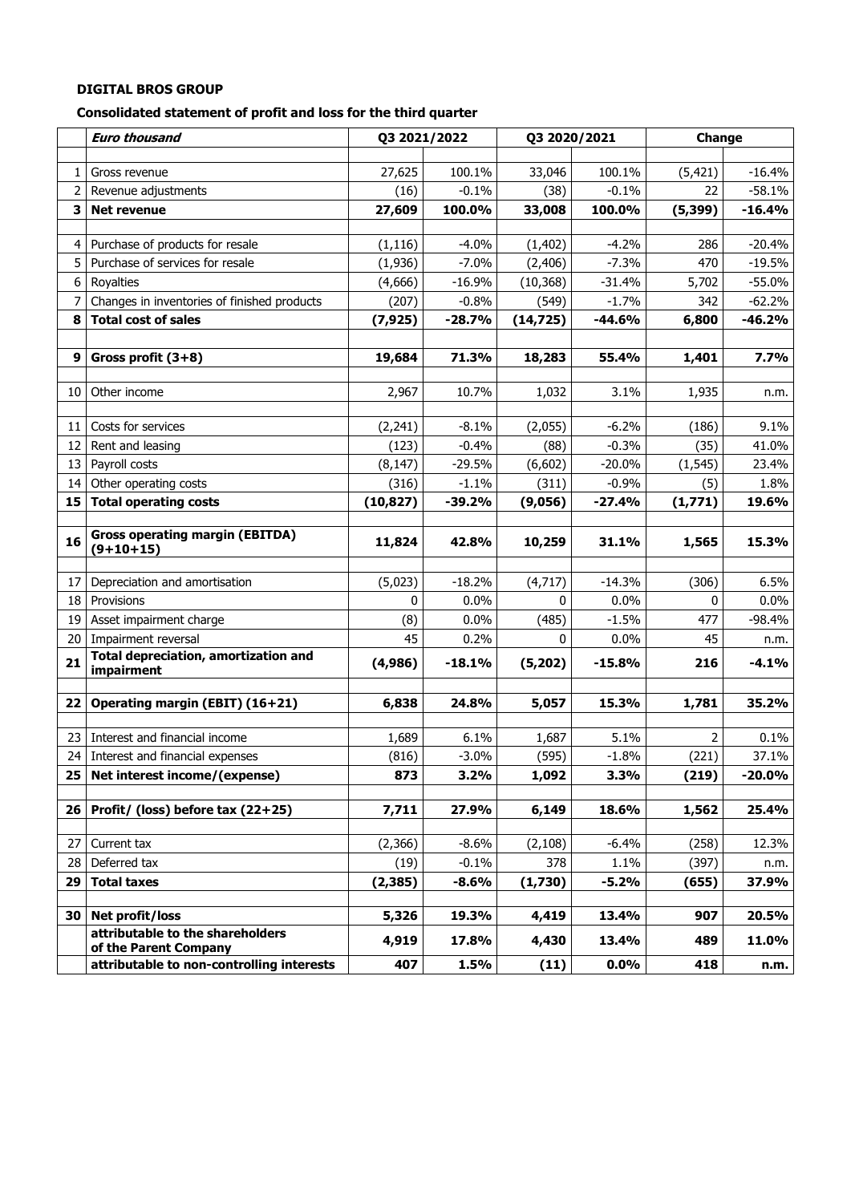**DIGITAL BROS GROUP**

**Consolidated statement of profit and loss for the third quarter**

| | *Euro thousand* | Q3 2021/2022 | | Q3 2020/2021 | | Change | |
|---|---|---|---|---|---|---|---|
| 1 | Gross revenue | 27,625 | 100.1% | 33,046 | 100.1% | (5,421) | -16.4% |
| 2 | Revenue adjustments | (16) | -0.1% | (38) | -0.1% | 22 | -58.1% |
| **3** | **Net revenue** | **27,609** | **100.0%** | **33,008** | **100.0%** | **(5,399)** | **-16.4%** |
| 4 | Purchase of products for resale | (1,116) | -4.0% | (1,402) | -4.2% | 286 | -20.4% |
| 5 | Purchase of services for resale | (1,936) | -7.0% | (2,406) | -7.3% | 470 | -19.5% |
| 6 | Royalties | (4,666) | -16.9% | (10,368) | -31.4% | 5,702 | -55.0% |
| 7 | Changes in inventories of finished products | (207) | -0.8% | (549) | -1.7% | 342 | -62.2% |
| **8** | **Total cost of sales** | **(7,925)** | **-28.7%** | **(14,725)** | **-44.6%** | **6,800** | **-46.2%** |
| **9** | **Gross profit (3+8)** | **19,684** | **71.3%** | **18,283** | **55.4%** | **1,401** | **7.7%** |
| 10 | Other income | 2,967 | 10.7% | 1,032 | 3.1% | 1,935 | n.m. |
| 11 | Costs for services | (2,241) | -8.1% | (2,055) | -6.2% | (186) | 9.1% |
| 12 | Rent and leasing | (123) | -0.4% | (88) | -0.3% | (35) | 41.0% |
| 13 | Payroll costs | (8,147) | -29.5% | (6,602) | -20.0% | (1,545) | 23.4% |
| 14 | Other operating costs | (316) | -1.1% | (311) | -0.9% | (5) | 1.8% |
| **15** | **Total operating costs** | **(10,827)** | **-39.2%** | **(9,056)** | **-27.4%** | **(1,771)** | **19.6%** |
| **16** | **Gross operating margin (EBITDA) (9+10+15)** | **11,824** | **42.8%** | **10,259** | **31.1%** | **1,565** | **15.3%** |
| 17 | Depreciation and amortisation | (5,023) | -18.2% | (4,717) | -14.3% | (306) | 6.5% |
| 18 | Provisions | 0 | 0.0% | 0 | 0.0% | 0 | 0.0% |
| 19 | Asset impairment charge | (8) | 0.0% | (485) | -1.5% | 477 | -98.4% |
| 20 | Impairment reversal | 45 | 0.2% | 0 | 0.0% | 45 | n.m. |
| **21** | **Total depreciation, amortization and impairment** | **(4,986)** | **-18.1%** | **(5,202)** | **-15.8%** | **216** | **-4.1%** |
| **22** | **Operating margin (EBIT) (16+21)** | **6,838** | **24.8%** | **5,057** | **15.3%** | **1,781** | **35.2%** |
| 23 | Interest and financial income | 1,689 | 6.1% | 1,687 | 5.1% | 2 | 0.1% |
| 24 | Interest and financial expenses | (816) | -3.0% | (595) | -1.8% | (221) | 37.1% |
| **25** | **Net interest income/(expense)** | **873** | **3.2%** | **1,092** | **3.3%** | **(219)** | **-20.0%** |
| **26** | **Profit/ (loss) before tax (22+25)** | **7,711** | **27.9%** | **6,149** | **18.6%** | **1,562** | **25.4%** |
| 27 | Current tax | (2,366) | -8.6% | (2,108) | -6.4% | (258) | 12.3% |
| 28 | Deferred tax | (19) | -0.1% | 378 | 1.1% | (397) | n.m. |
| **29** | **Total taxes** | **(2,385)** | **-8.6%** | **(1,730)** | **-5.2%** | **(655)** | **37.9%** |
| **30** | **Net profit/loss** | **5,326** | **19.3%** | **4,419** | **13.4%** | **907** | **20.5%** |
| | **attributable to the shareholders of the Parent Company** | **4,919** | **17.8%** | **4,430** | **13.4%** | **489** | **11.0%** |
| | **attributable to non-controlling interests** | **407** | **1.5%** | **(11)** | **0.0%** | **418** | **n.m.** |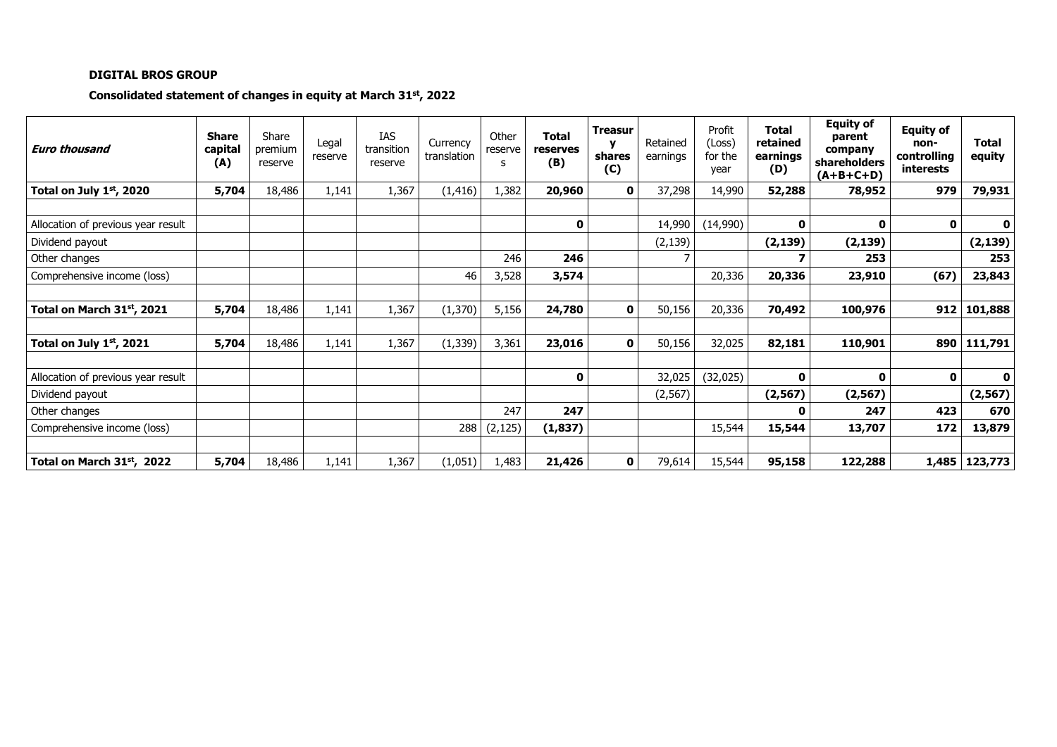**DIGITAL BROS GROUP**

**Consolidated statement of changes in equity at March 31st, 2022**

| *Euro thousand* | **Share capital (A)** | Share premium reserve | Legal reserve | IAS transition reserve | Currency translation | Other reserves | **Total reserves (B)** | **Treasury shares (C)** | Retained earnings | Profit (Loss) for the year | **Total retained earnings (D)** | **Equity of parent company shareholders (A+B+C+D)** | **Equity of non-controlling interests** | **Total equity** |
|---|---|---|---|---|---|---|---|---|---|---|---|---|---|---|
| **Total on July 1st, 2020** | **5,704** | 18,486 | 1,141 | 1,367 | (1,416) | 1,382 | **20,960** | **0** | 37,298 | 14,990 | **52,288** | **78,952** | **979** | **79,931** |
| | | | | | | | | | | | | | | |
| Allocation of previous year result | | | | | | | **0** | | 14,990 | (14,990) | **0** | **0** | **0** | **0** |
| Dividend payout | | | | | | | | | (2,139) | | **(2,139)** | **(2,139)** | | **(2,139)** |
| Other changes | | | | | | 246 | **246** | | 7 | | **7** | **253** | | **253** |
| Comprehensive income (loss) | | | | | 46 | 3,528 | **3,574** | | | 20,336 | **20,336** | **23,910** | **(67)** | **23,843** |
| | | | | | | | | | | | | | | |
| **Total on March 31st, 2021** | **5,704** | 18,486 | 1,141 | 1,367 | (1,370) | 5,156 | **24,780** | **0** | 50,156 | 20,336 | **70,492** | **100,976** | **912** | **101,888** |
| | | | | | | | | | | | | | | |
| **Total on July 1st, 2021** | **5,704** | 18,486 | 1,141 | 1,367 | (1,339) | 3,361 | **23,016** | **0** | 50,156 | 32,025 | **82,181** | **110,901** | **890** | **111,791** |
| | | | | | | | | | | | | | | |
| Allocation of previous year result | | | | | | | **0** | | 32,025 | (32,025) | **0** | **0** | **0** | **0** |
| Dividend payout | | | | | | | | | (2,567) | | **(2,567)** | **(2,567)** | | **(2,567)** |
| Other changes | | | | | | 247 | **247** | | | | **0** | **247** | **423** | **670** |
| Comprehensive income (loss) | | | | | 288 | (2,125) | **(1,837)** | | | 15,544 | **15,544** | **13,707** | **172** | **13,879** |
| | | | | | | | | | | | | | | |
| **Total on March 31st, 2022** | **5,704** | 18,486 | 1,141 | 1,367 | (1,051) | 1,483 | **21,426** | **0** | 79,614 | 15,544 | **95,158** | **122,288** | **1,485** | **123,773** |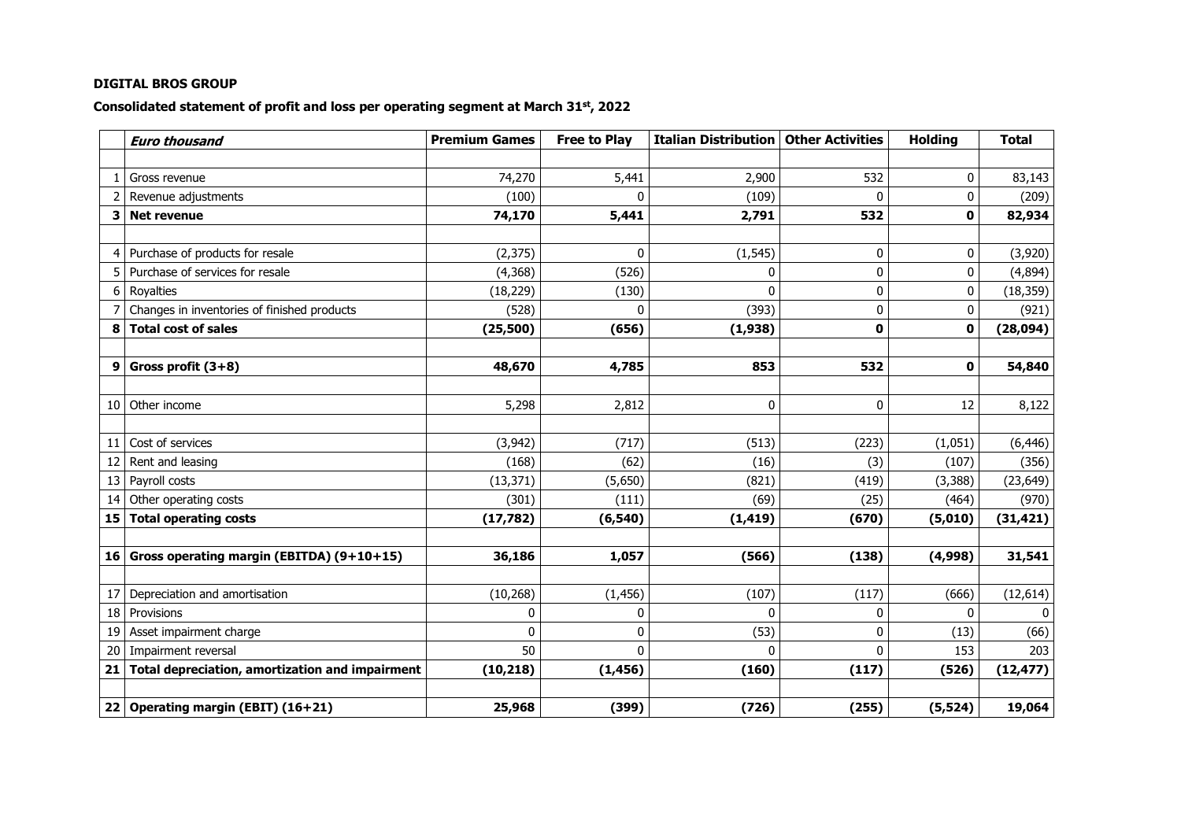**DIGITAL BROS GROUP**

**Consolidated statement of profit and loss per operating segment at March 31st, 2022**

| | *Euro thousand* | Premium Games | Free to Play | Italian Distribution | Other Activities | Holding | Total |
|---|---|---|---|---|---|---|---|
| 1 | Gross revenue | 74,270 | 5,441 | 2,900 | 532 | 0 | 83,143 |
| 2 | Revenue adjustments | (100) | 0 | (109) | 0 | 0 | (209) |
| **3** | **Net revenue** | **74,170** | **5,441** | **2,791** | **532** | **0** | **82,934** |
| | | | | | | | |
| 4 | Purchase of products for resale | (2,375) | 0 | (1,545) | 0 | 0 | (3,920) |
| 5 | Purchase of services for resale | (4,368) | (526) | 0 | 0 | 0 | (4,894) |
| 6 | Royalties | (18,229) | (130) | 0 | 0 | 0 | (18,359) |
| 7 | Changes in inventories of finished products | (528) | 0 | (393) | 0 | 0 | (921) |
| **8** | **Total cost of sales** | **(25,500)** | **(656)** | **(1,938)** | **0** | **0** | **(28,094)** |
| | | | | | | | |
| **9** | **Gross profit (3+8)** | **48,670** | **4,785** | **853** | **532** | **0** | **54,840** |
| | | | | | | | |
| 10 | Other income | 5,298 | 2,812 | 0 | 0 | 12 | 8,122 |
| | | | | | | | |
| 11 | Cost of services | (3,942) | (717) | (513) | (223) | (1,051) | (6,446) |
| 12 | Rent and leasing | (168) | (62) | (16) | (3) | (107) | (356) |
| 13 | Payroll costs | (13,371) | (5,650) | (821) | (419) | (3,388) | (23,649) |
| 14 | Other operating costs | (301) | (111) | (69) | (25) | (464) | (970) |
| **15** | **Total operating costs** | **(17,782)** | **(6,540)** | **(1,419)** | **(670)** | **(5,010)** | **(31,421)** |
| | | | | | | | |
| **16** | **Gross operating margin (EBITDA) (9+10+15)** | **36,186** | **1,057** | **(566)** | **(138)** | **(4,998)** | **31,541** |
| | | | | | | | |
| 17 | Depreciation and amortisation | (10,268) | (1,456) | (107) | (117) | (666) | (12,614) |
| 18 | Provisions | 0 | 0 | 0 | 0 | 0 | 0 |
| 19 | Asset impairment charge | 0 | 0 | (53) | 0 | (13) | (66) |
| 20 | Impairment reversal | 50 | 0 | 0 | 0 | 153 | 203 |
| **21** | **Total depreciation, amortization and impairment** | **(10,218)** | **(1,456)** | **(160)** | **(117)** | **(526)** | **(12,477)** |
| | | | | | | | |
| **22** | **Operating margin (EBIT) (16+21)** | **25,968** | **(399)** | **(726)** | **(255)** | **(5,524)** | **19,064** |